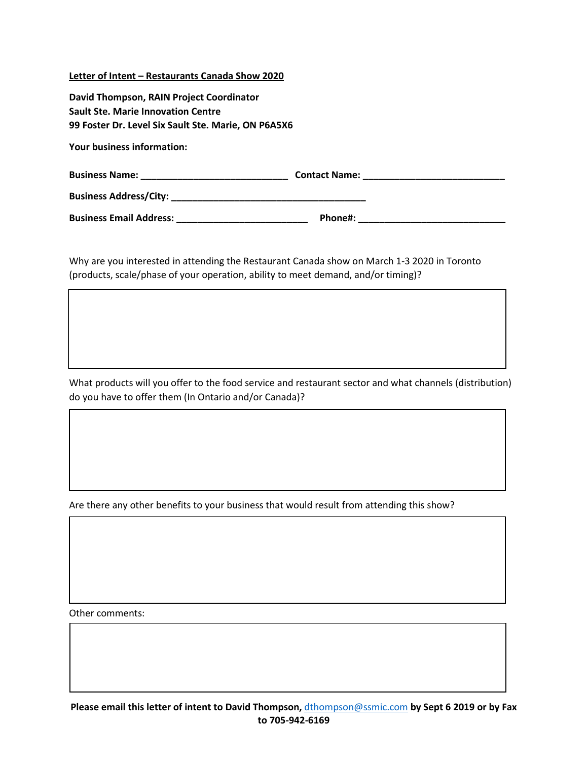**Letter of Intent – Restaurants Canada Show 2020**

**David Thompson, RAIN Project Coordinator**
**Sault Ste. Marie Innovation Centre**
**99 Foster Dr. Level Six Sault Ste. Marie, ON P6A5X6**

**Your business information:**

**Business Name:** ____________________________ **Contact Name:** ___________________________

**Business Address/City:** _____________________________________

**Business Email Address:** _________________________ **Phone#:** ____________________________

Why are you interested in attending the Restaurant Canada show on March 1-3 2020 in Toronto (products, scale/phase of your operation, ability to meet demand, and/or timing)?

What products will you offer to the food service and restaurant sector and what channels (distribution) do you have to offer them (In Ontario and/or Canada)?

Are there any other benefits to your business that would result from attending this show?

Other comments:

**Please email this letter of intent to David Thompson,** dthompson@ssmic.com **by Sept 6 2019 or by Fax to 705-942-6169**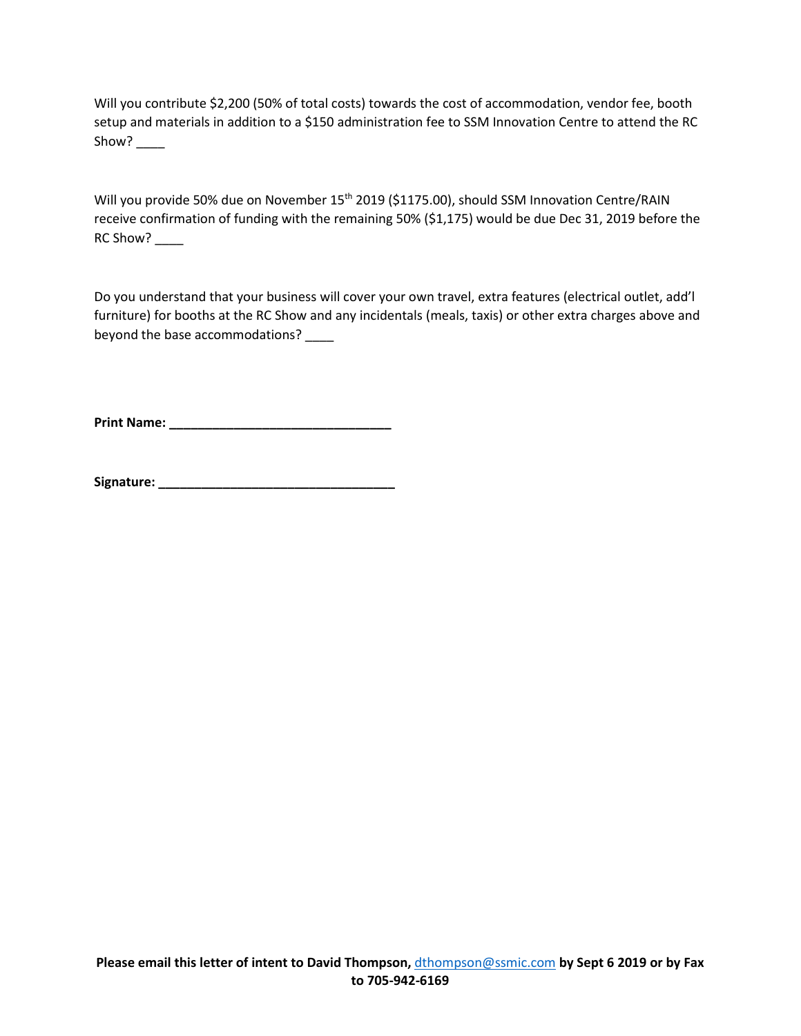Will you contribute $2,200 (50% of total costs) towards the cost of accommodation, vendor fee, booth setup and materials in addition to a $150 administration fee to SSM Innovation Centre to attend the RC Show? ____

Will you provide 50% due on November 15th 2019 ($1175.00), should SSM Innovation Centre/RAIN receive confirmation of funding with the remaining 50% ($1,175) would be due Dec 31, 2019 before the RC Show? ____

Do you understand that your business will cover your own travel, extra features (electrical outlet, add'l furniture) for booths at the RC Show and any incidentals (meals, taxis) or other extra charges above and beyond the base accommodations? ____

**Print Name: ______________________________**

**Signature: ________________________________**

**Please email this letter of intent to David Thompson,** dthompson@ssmic.com **by Sept 6 2019 or by Fax to 705-942-6169**